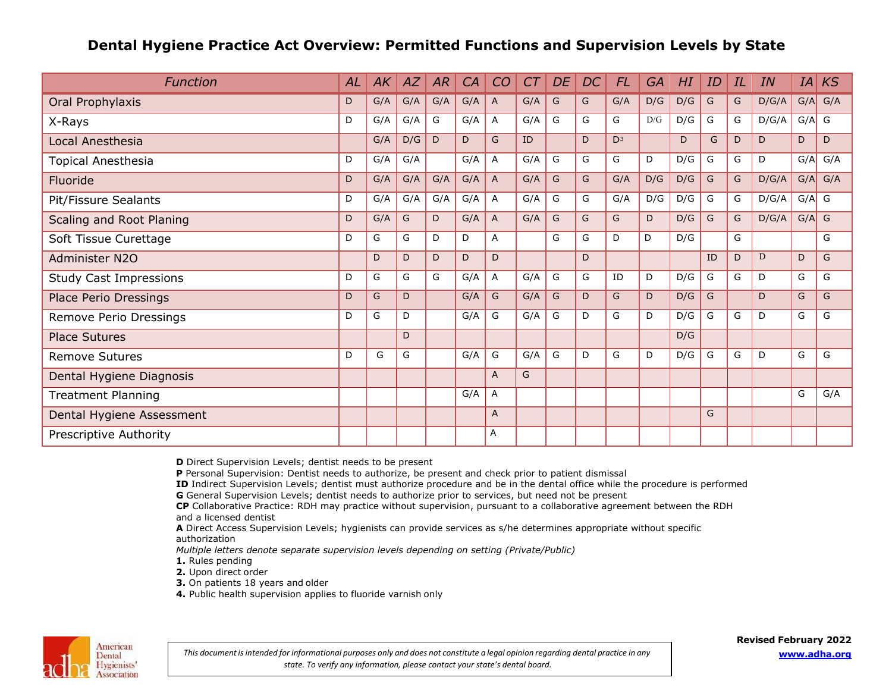# Dental Hygiene Practice Act Overview: Permitted Functions and Supervision Levels by State

| *Function* | *AL* | *AK* | *AZ* | *AR* | *CA* | *CO* | *CT* | *DE* | *DC* | *FL* | *GA* | *HI* | *ID* | *IL* | *IN* | *IA* | *KS* |
|---|---|---|---|---|---|---|---|---|---|---|---|---|---|---|---|---|---|
| Oral Prophylaxis | D | G/A | G/A | G/A | G/A | A | G/A | G | G | G/A | D/G | D/G | G | G | D/G/A | G/A | G/A |
| X-Rays | D | G/A | G/A | G | G/A | A | G/A | G | G | G | D/G | D/G | G | G | D/G/A | G/A | G |
| Local Anesthesia | | G/A | D/G | D | D | G | ID | | D | D[3] | | D | G | D | D | D | D |
| Topical Anesthesia | D | G/A | G/A | | G/A | A | G/A | G | G | G | D | D/G | G | G | D | G/A | G/A |
| Fluoride | D | G/A | G/A | G/A | G/A | A | G/A | G | G | G/A | D/G | D/G | G | G | D/G/A | G/A | G/A |
| Pit/Fissure Sealants | D | G/A | G/A | G/A | G/A | A | G/A | G | G | G/A | D/G | D/G | G | G | D/G/A | G/A | G |
| Scaling and Root Planing | D | G/A | G | D | G/A | A | G/A | G | G | G | D | D/G | G | G | D/G/A | G/A | G |
| Soft Tissue Curettage | D | G | G | D | D | A | | G | G | D | D | D/G | | G | | | G |
| Administer N2O | | D | D | D | D | D | | | D | | | | ID | D | D | D | G |
| Study Cast Impressions | D | G | G | G | G/A | A | G/A | G | G | ID | D | D/G | G | G | D | G | G |
| Place Perio Dressings | D | G | D | | G/A | G | G/A | G | D | G | D | D/G | G | | D | G | G |
| Remove Perio Dressings | D | G | D | | G/A | G | G/A | G | D | G | D | D/G | G | G | D | G | G |
| Place Sutures | | | D | | | | | | | | | D/G | | | | | |
| Remove Sutures | D | G | G | | G/A | G | G/A | G | D | G | D | D/G | G | G | D | G | G |
| Dental Hygiene Diagnosis | | | | | | A | G | | | | | | | | | | |
| Treatment Planning | | | | | G/A | A | | | | | | | | | | G | G/A |
| Dental Hygiene Assessment | | | | | | A | | | | | | | G | | | | |
| Prescriptive Authority | | | | | | A | | | | | | | | | | | |

**D** Direct Supervision Levels; dentist needs to be present
**P** Personal Supervision: Dentist needs to authorize, be present and check prior to patient dismissal
**ID** Indirect Supervision Levels; dentist must authorize procedure and be in the dental office while the procedure is performed
**G** General Supervision Levels; dentist needs to authorize prior to services, but need not be present
**CP** Collaborative Practice: RDH may practice without supervision, pursuant to a collaborative agreement between the RDH and a licensed dentist
**A** Direct Access Supervision Levels; hygienists can provide services as s/he determines appropriate without specific authorization
*Multiple letters denote separate supervision levels depending on setting (Private/Public)*
**1.** Rules pending
**2.** Upon direct order
**3.** On patients 18 years and older
**4.** Public health supervision applies to fluoride varnish only

American Dental Hygienists' Association

*This document is intended for informational purposes only and does not constitute a legal opinion regarding dental practice in any state. To verify any information, please contact your state's dental board.*

**Revised February 2022**
**www.adha.org**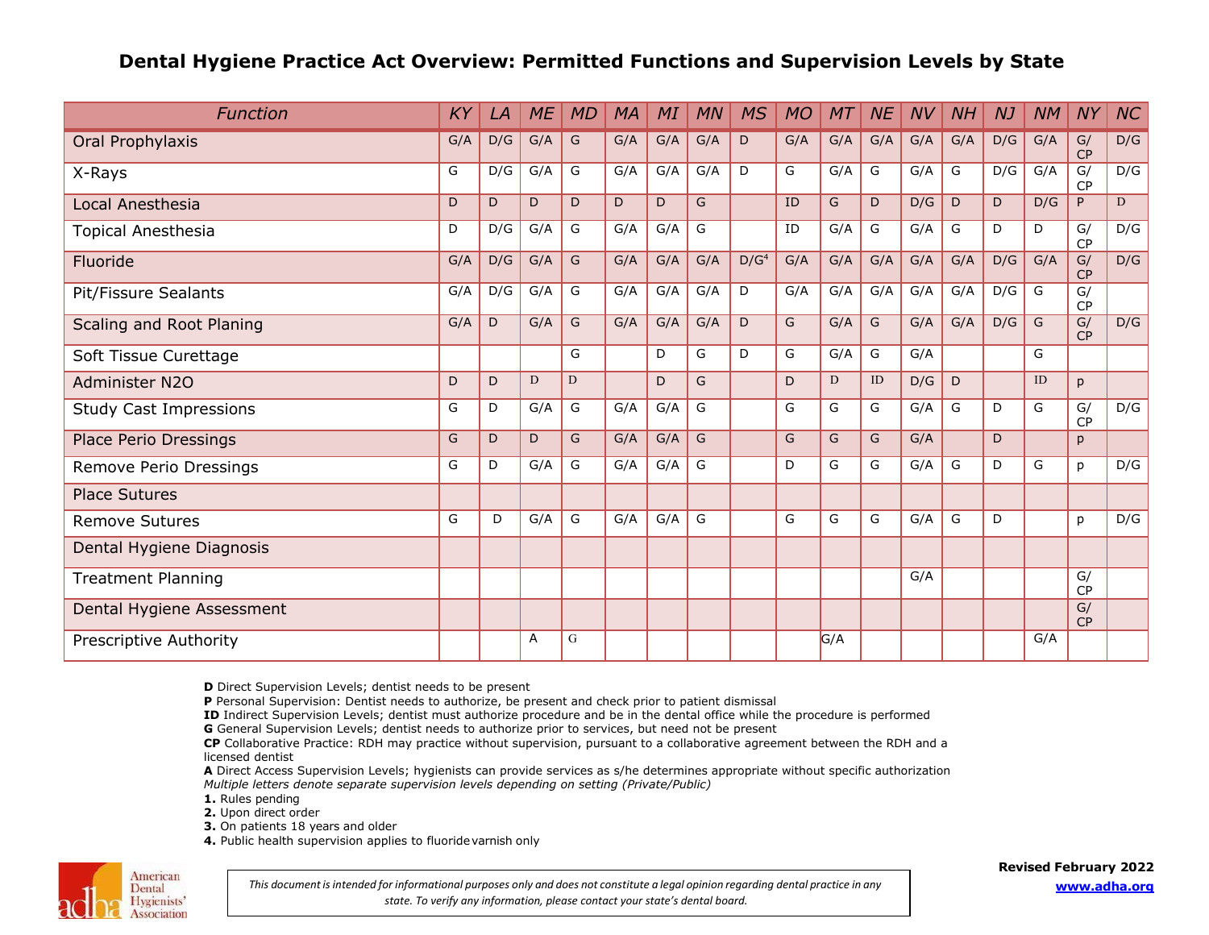# Dental Hygiene Practice Act Overview: Permitted Functions and Supervision Levels by State

| Function | KY | LA | ME | MD | MA | MI | MN | MS | MO | MT | NE | NV | NH | NJ | NM | NY | NC |
|---|---|---|---|---|---|---|---|---|---|---|---|---|---|---|---|---|---|
| Oral Prophylaxis | G/A | D/G | G/A | G | G/A | G/A | G/A | D | G/A | G/A | G/A | G/A | G/A | D/G | G/A | G/ CP | D/G |
| X-Rays | G | D/G | G/A | G | G/A | G/A | G/A | D | G | G/A | G | G/A | G | D/G | G/A | G/ CP | D/G |
| Local Anesthesia | D | D | D | D | D | D | G | | ID | G | D | D/G | D | D | D/G | P | D |
| Topical Anesthesia | D | D/G | G/A | G | G/A | G/A | G | | ID | G/A | G | G/A | G | D | D | G/ CP | D/G |
| Fluoride | G/A | D/G | G/A | G | G/A | G/A | G/A | D/G[4] | G/A | G/A | G/A | G/A | G/A | D/G | G/A | G/ CP | D/G |
| Pit/Fissure Sealants | G/A | D/G | G/A | G | G/A | G/A | G/A | D | G/A | G/A | G/A | G/A | G/A | D/G | G | G/ CP | |
| Scaling and Root Planing | G/A | D | G/A | G | G/A | G/A | G/A | D | G | G/A | G | G/A | G/A | D/G | G | G/ CP | D/G |
| Soft Tissue Curettage | | | | G | | D | G | D | G | G/A | G | G/A | | | G | | |
| Administer N2O | D | D | D | D | | D | G | | D | D | ID | D/G | D | | ID | p | |
| Study Cast Impressions | G | D | G/A | G | G/A | G/A | G | | G | G | G | G/A | G | D | G | G/ CP | D/G |
| Place Perio Dressings | G | D | D | G | G/A | G/A | G | | G | G | G | G/A | | D | | p | |
| Remove Perio Dressings | G | D | G/A | G | G/A | G/A | G | | D | G | G | G/A | G | D | G | p | D/G |
| Place Sutures | | | | | | | | | | | | | | | | | |
| Remove Sutures | G | D | G/A | G | G/A | G/A | G | | G | G | G | G/A | G | D | | p | D/G |
| Dental Hygiene Diagnosis | | | | | | | | | | | | | | | | | |
| Treatment Planning | | | | | | | | | | | | G/A | | | | G/ CP | |
| Dental Hygiene Assessment | | | | | | | | | | | | | | | | G/ CP | |
| Prescriptive Authority | | | A | G | | | | | | G/A | | | | | G/A | | |

**D** Direct Supervision Levels; dentist needs to be present
**P** Personal Supervision: Dentist needs to authorize, be present and check prior to patient dismissal
**ID** Indirect Supervision Levels; dentist must authorize procedure and be in the dental office while the procedure is performed
**G** General Supervision Levels; dentist needs to authorize prior to services, but need not be present
**CP** Collaborative Practice: RDH may practice without supervision, pursuant to a collaborative agreement between the RDH and a licensed dentist
**A** Direct Access Supervision Levels; hygienists can provide services as s/he determines appropriate without specific authorization
*Multiple letters denote separate supervision levels depending on setting (Private/Public)*
**1.** Rules pending
**2.** Upon direct order
**3.** On patients 18 years and older
**4.** Public health supervision applies to fluoride varnish only

*This document is intended for informational purposes only and does not constitute a legal opinion regarding dental practice in any state. To verify any information, please contact your state's dental board.*

American Dental Hygienists' Association

**Revised February 2022**

**www.adha.org**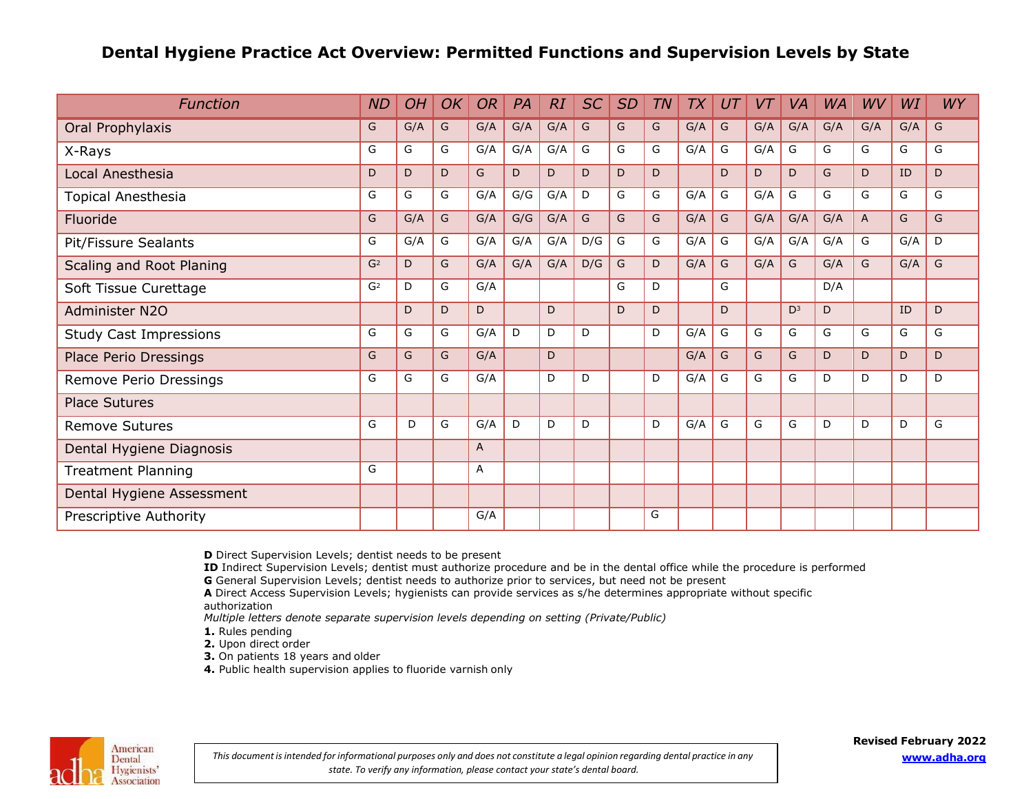# Dental Hygiene Practice Act Overview: Permitted Functions and Supervision Levels by State

| *Function* | *ND* | *OH* | *OK* | *OR* | *PA* | *RI* | *SC* | *SD* | *TN* | *TX* | *UT* | *VT* | *VA* | *WA* | *WV* | *WI* | *WY* |
|---|---|---|---|---|---|---|---|---|---|---|---|---|---|---|---|---|---|
| Oral Prophylaxis | G | G/A | G | G/A | G/A | G/A | G | G | G | G/A | G | G/A | G/A | G/A | G/A | G/A | G |
| X-Rays | G | G | G | G/A | G/A | G/A | G | G | G | G/A | G | G/A | G | G | G | G | G |
| Local Anesthesia | D | D | D | G | D | D | D | D | D | | D | D | D | G | D | ID | D |
| Topical Anesthesia | G | G | G | G/A | G/G | G/A | D | G | G | G/A | G | G/A | G | G | G | G | G |
| Fluoride | G | G/A | G | G/A | G/G | G/A | G | G | G | G/A | G | G/A | G/A | G/A | A | G | G |
| Pit/Fissure Sealants | G | G/A | G | G/A | G/A | G/A | D/G | G | G | G/A | G | G/A | G/A | G/A | G | G/A | D |
| Scaling and Root Planing | G[2] | D | G | G/A | G/A | G/A | D/G | G | D | G/A | G | G/A | G | G/A | G | G/A | G |
| Soft Tissue Curettage | G[2] | D | G | G/A | | | | G | D | | G | | | D/A | | | |
| Administer N2O | | D | D | D | | D | | D | D | | D | | D[3] | D | | ID | D |
| Study Cast Impressions | G | G | G | G/A | D | D | D | | D | G/A | G | G | G | G | G | G | G |
| Place Perio Dressings | G | G | G | G/A | | D | | | | G/A | G | G | G | D | D | D | D |
| Remove Perio Dressings | G | G | G | G/A | | D | D | | D | G/A | G | G | G | D | D | D | D |
| Place Sutures | | | | | | | | | | | | | | | | | |
| Remove Sutures | G | D | G | G/A | D | D | D | | D | G/A | G | G | G | D | D | D | G |
| Dental Hygiene Diagnosis | | | | A | | | | | | | | | | | | | |
| Treatment Planning | G | | | A | | | | | | | | | | | | | |
| Dental Hygiene Assessment | | | | | | | | | | | | | | | | | |
| Prescriptive Authority | | | | G/A | | | | | G | | | | | | | | |

**D** Direct Supervision Levels; dentist needs to be present
**ID** Indirect Supervision Levels; dentist must authorize procedure and be in the dental office while the procedure is performed
**G** General Supervision Levels; dentist needs to authorize prior to services, but need not be present
**A** Direct Access Supervision Levels; hygienists can provide services as s/he determines appropriate without specific authorization
*Multiple letters denote separate supervision levels depending on setting (Private/Public)*
**1.** Rules pending
**2.** Upon direct order
**3.** On patients 18 years and older
**4.** Public health supervision applies to fluoride varnish only

*This document is intended for informational purposes only and does not constitute a legal opinion regarding dental practice in any state. To verify any information, please contact your state's dental board.*

**Revised February 2022**
**www.adha.org**